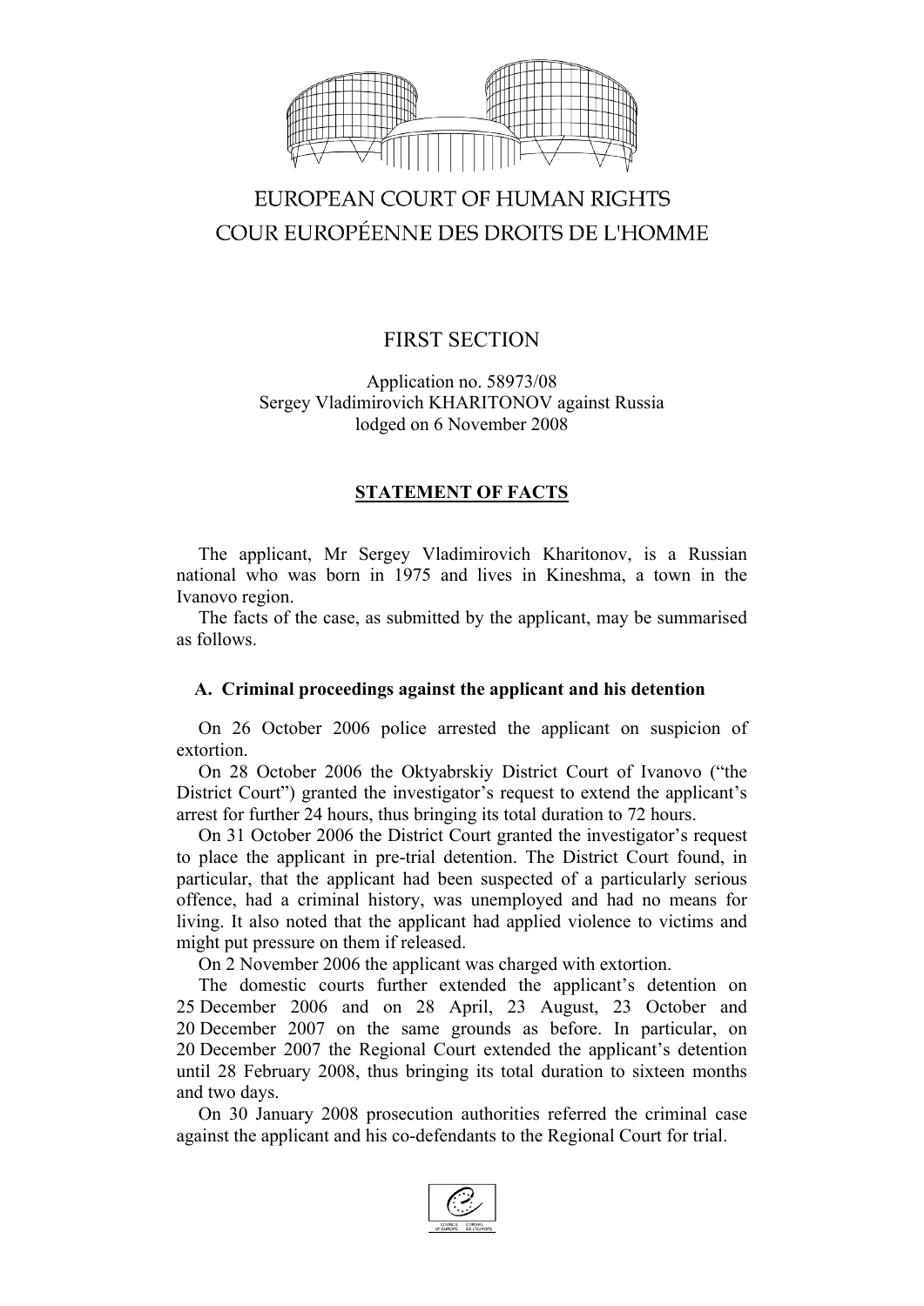EUROPEAN COURT OF HUMAN RIGHTS
COUR EUROPÉENNE DES DROITS DE L'HOMME

FIRST SECTION

Application no. 58973/08
Sergey Vladimirovich KHARITONOV against Russia
lodged on 6 November 2008

## STATEMENT OF FACTS

The applicant, Mr Sergey Vladimirovich Kharitonov, is a Russian national who was born in 1975 and lives in Kineshma, a town in the Ivanovo region.

The facts of the case, as submitted by the applicant, may be summarised as follows.

### A. Criminal proceedings against the applicant and his detention

On 26 October 2006 police arrested the applicant on suspicion of extortion.

On 28 October 2006 the Oktyabrskiy District Court of Ivanovo ("the District Court") granted the investigator's request to extend the applicant's arrest for further 24 hours, thus bringing its total duration to 72 hours.

On 31 October 2006 the District Court granted the investigator's request to place the applicant in pre-trial detention. The District Court found, in particular, that the applicant had been suspected of a particularly serious offence, had a criminal history, was unemployed and had no means for living. It also noted that the applicant had applied violence to victims and might put pressure on them if released.

On 2 November 2006 the applicant was charged with extortion.

The domestic courts further extended the applicant's detention on 25 December 2006 and on 28 April, 23 August, 23 October and 20 December 2007 on the same grounds as before. In particular, on 20 December 2007 the Regional Court extended the applicant's detention until 28 February 2008, thus bringing its total duration to sixteen months and two days.

On 30 January 2008 prosecution authorities referred the criminal case against the applicant and his co-defendants to the Regional Court for trial.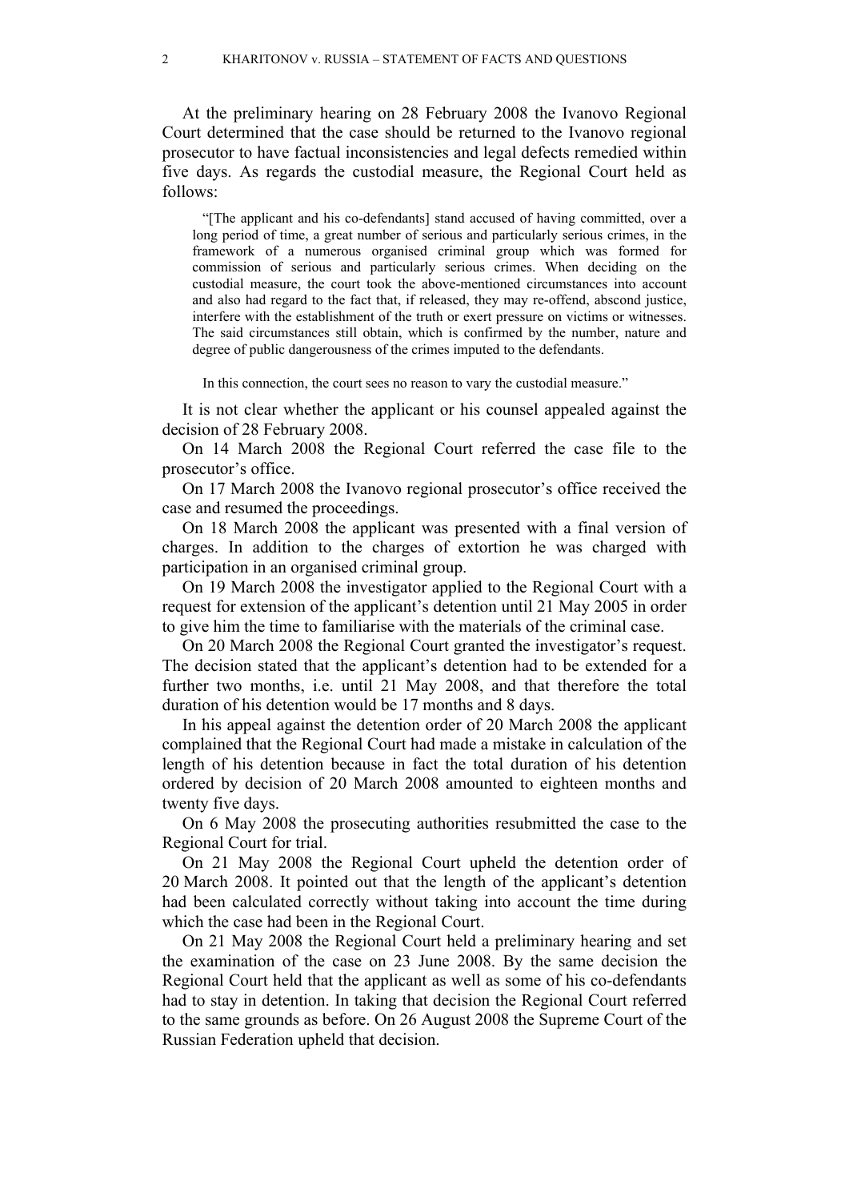At the preliminary hearing on 28 February 2008 the Ivanovo Regional Court determined that the case should be returned to the Ivanovo regional prosecutor to have factual inconsistencies and legal defects remedied within five days. As regards the custodial measure, the Regional Court held as follows:

> "[The applicant and his co-defendants] stand accused of having committed, over a long period of time, a great number of serious and particularly serious crimes, in the framework of a numerous organised criminal group which was formed for commission of serious and particularly serious crimes. When deciding on the custodial measure, the court took the above-mentioned circumstances into account and also had regard to the fact that, if released, they may re-offend, abscond justice, interfere with the establishment of the truth or exert pressure on victims or witnesses. The said circumstances still obtain, which is confirmed by the number, nature and degree of public dangerousness of the crimes imputed to the defendants.
>
> In this connection, the court sees no reason to vary the custodial measure."

It is not clear whether the applicant or his counsel appealed against the decision of 28 February 2008.

On 14 March 2008 the Regional Court referred the case file to the prosecutor's office.

On 17 March 2008 the Ivanovo regional prosecutor's office received the case and resumed the proceedings.

On 18 March 2008 the applicant was presented with a final version of charges. In addition to the charges of extortion he was charged with participation in an organised criminal group.

On 19 March 2008 the investigator applied to the Regional Court with a request for extension of the applicant's detention until 21 May 2005 in order to give him the time to familiarise with the materials of the criminal case.

On 20 March 2008 the Regional Court granted the investigator's request. The decision stated that the applicant's detention had to be extended for a further two months, i.e. until 21 May 2008, and that therefore the total duration of his detention would be 17 months and 8 days.

In his appeal against the detention order of 20 March 2008 the applicant complained that the Regional Court had made a mistake in calculation of the length of his detention because in fact the total duration of his detention ordered by decision of 20 March 2008 amounted to eighteen months and twenty five days.

On 6 May 2008 the prosecuting authorities resubmitted the case to the Regional Court for trial.

On 21 May 2008 the Regional Court upheld the detention order of 20 March 2008. It pointed out that the length of the applicant's detention had been calculated correctly without taking into account the time during which the case had been in the Regional Court.

On 21 May 2008 the Regional Court held a preliminary hearing and set the examination of the case on 23 June 2008. By the same decision the Regional Court held that the applicant as well as some of his co-defendants had to stay in detention. In taking that decision the Regional Court referred to the same grounds as before. On 26 August 2008 the Supreme Court of the Russian Federation upheld that decision.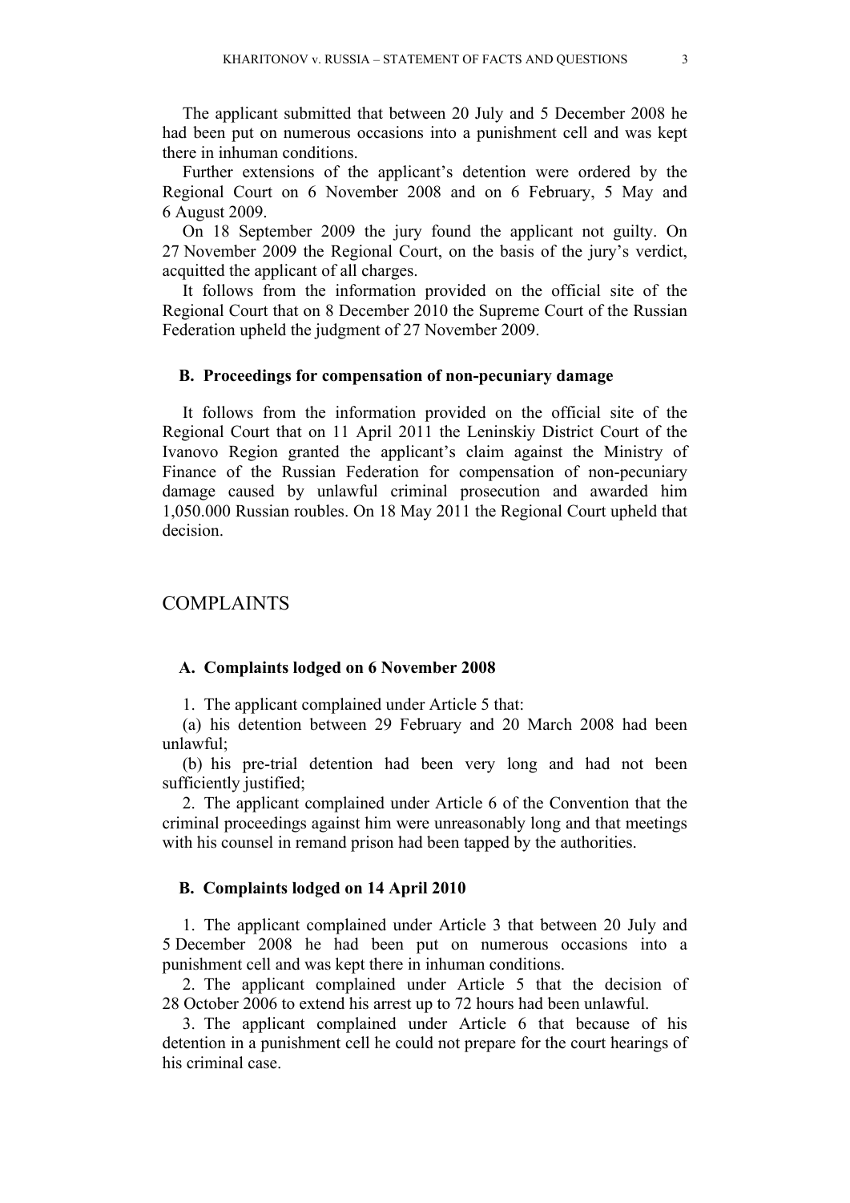The applicant submitted that between 20 July and 5 December 2008 he had been put on numerous occasions into a punishment cell and was kept there in inhuman conditions.

Further extensions of the applicant's detention were ordered by the Regional Court on 6 November 2008 and on 6 February, 5 May and 6 August 2009.

On 18 September 2009 the jury found the applicant not guilty. On 27 November 2009 the Regional Court, on the basis of the jury's verdict, acquitted the applicant of all charges.

It follows from the information provided on the official site of the Regional Court that on 8 December 2010 the Supreme Court of the Russian Federation upheld the judgment of 27 November 2009.

### B. Proceedings for compensation of non-pecuniary damage

It follows from the information provided on the official site of the Regional Court that on 11 April 2011 the Leninskiy District Court of the Ivanovo Region granted the applicant's claim against the Ministry of Finance of the Russian Federation for compensation of non-pecuniary damage caused by unlawful criminal prosecution and awarded him 1,050.000 Russian roubles. On 18 May 2011 the Regional Court upheld that decision.

## COMPLAINTS

### A. Complaints lodged on 6 November 2008

1. The applicant complained under Article 5 that:

(a) his detention between 29 February and 20 March 2008 had been unlawful;

(b) his pre-trial detention had been very long and had not been sufficiently justified;

2. The applicant complained under Article 6 of the Convention that the criminal proceedings against him were unreasonably long and that meetings with his counsel in remand prison had been tapped by the authorities.

### B. Complaints lodged on 14 April 2010

1. The applicant complained under Article 3 that between 20 July and 5 December 2008 he had been put on numerous occasions into a punishment cell and was kept there in inhuman conditions.

2. The applicant complained under Article 5 that the decision of 28 October 2006 to extend his arrest up to 72 hours had been unlawful.

3. The applicant complained under Article 6 that because of his detention in a punishment cell he could not prepare for the court hearings of his criminal case.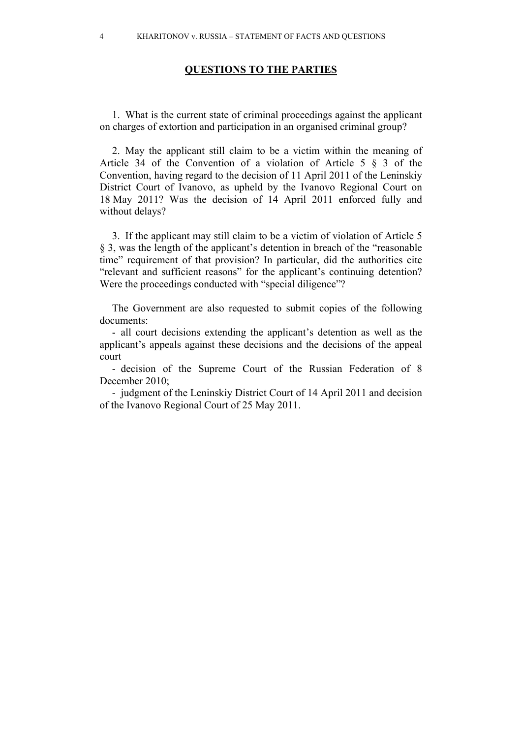## QUESTIONS TO THE PARTIES

1. What is the current state of criminal proceedings against the applicant on charges of extortion and participation in an organised criminal group?

2. May the applicant still claim to be a victim within the meaning of Article 34 of the Convention of a violation of Article 5 § 3 of the Convention, having regard to the decision of 11 April 2011 of the Leninskiy District Court of Ivanovo, as upheld by the Ivanovo Regional Court on 18 May 2011? Was the decision of 14 April 2011 enforced fully and without delays?

3. If the applicant may still claim to be a victim of violation of Article 5 § 3, was the length of the applicant's detention in breach of the "reasonable time" requirement of that provision? In particular, did the authorities cite "relevant and sufficient reasons" for the applicant's continuing detention? Were the proceedings conducted with "special diligence"?

The Government are also requested to submit copies of the following documents:

- all court decisions extending the applicant's detention as well as the applicant's appeals against these decisions and the decisions of the appeal court
- decision of the Supreme Court of the Russian Federation of 8 December 2010;
- judgment of the Leninskiy District Court of 14 April 2011 and decision of the Ivanovo Regional Court of 25 May 2011.